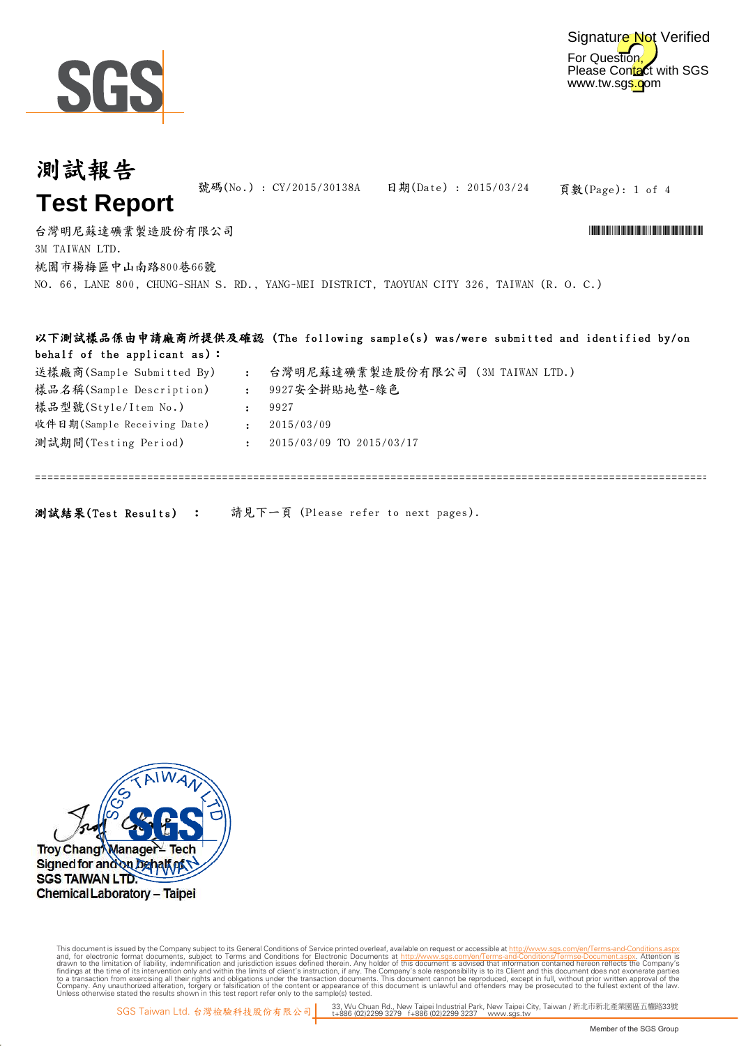Signature Not Verified
For Question, Please Contact with SGS www.tw.sgs.com

# 測試報告
# Test Report

號碼(No.) : CY/2015/30138A　　日期(Date) : 2015/03/24　　頁數(Page): 1 of 4

台灣明尼蘇達礦業製造股份有限公司
3M TAIWAN LTD.
桃園市楊梅區中山南路800巷66號
NO. 66, LANE 800, CHUNG-SHAN S. RD., YANG-MEI DISTRICT, TAOYUAN CITY 326, TAIWAN (R. O. C.)

**以下測試樣品係由申請廠商所提供及確認 (The following sample(s) was/were submitted and identified by/on behalf of the applicant as):**

| | | |
|---|---|---|
| 送樣廠商(Sample Submitted By) | : | 台灣明尼蘇達礦業製造股份有限公司 (3M TAIWAN LTD.) |
| 樣品名稱(Sample Description) | : | 9927安全拼貼地墊-綠色 |
| 樣品型號(Style/Item No.) | : | 9927 |
| 收件日期(Sample Receiving Date) | : | 2015/03/09 |
| 測試期間(Testing Period) | : | 2015/03/09 TO 2015/03/17 |

**測試結果(Test Results) :** 請見下一頁 (Please refer to next pages).

Troy Chang / Manager – Tech
Signed for and on behalf of
SGS TAIWAN LTD.
Chemical Laboratory – Taipei

This document is issued by the Company subject to its General Conditions of Service printed overleaf, available on request or accessible at http://www.sgs.com/en/Terms-and-Conditions.aspx and, for electronic format documents, subject to Terms and Conditions for Electronic Documents at http://www.sgs.com/en/Terms-and-Conditions/Termse-Document.aspx. Attention is drawn to the limitation of liability, indemnification and jurisdiction issues defined therein. Any holder of this document is advised that information contained hereon reflects the Company's findings at the time of its intervention only and within the limits of client's instruction, if any. The Company's sole responsibility is to its Client and this document does not exonerate parties to a transaction from exercising all their rights and obligations under the transaction documents. This document cannot be reproduced, except in full, without prior written approval of the Company. Any unauthorized alteration, forgery or falsification of the content or appearance of this document is unlawful and offenders may be prosecuted to the fullest extent of the law. Unless otherwise stated the results shown in this test report refer only to the sample(s) tested.

SGS Taiwan Ltd. 台灣檢驗科技股份有限公司 | 33, Wu Chuan Rd., New Taipei Industrial Park, New Taipei City, Taiwan / 新北市新北產業園區五權路33號 t+886 (02)2299 3279 f+886 (02)2299 3237 www.sgs.tw

Member of the SGS Group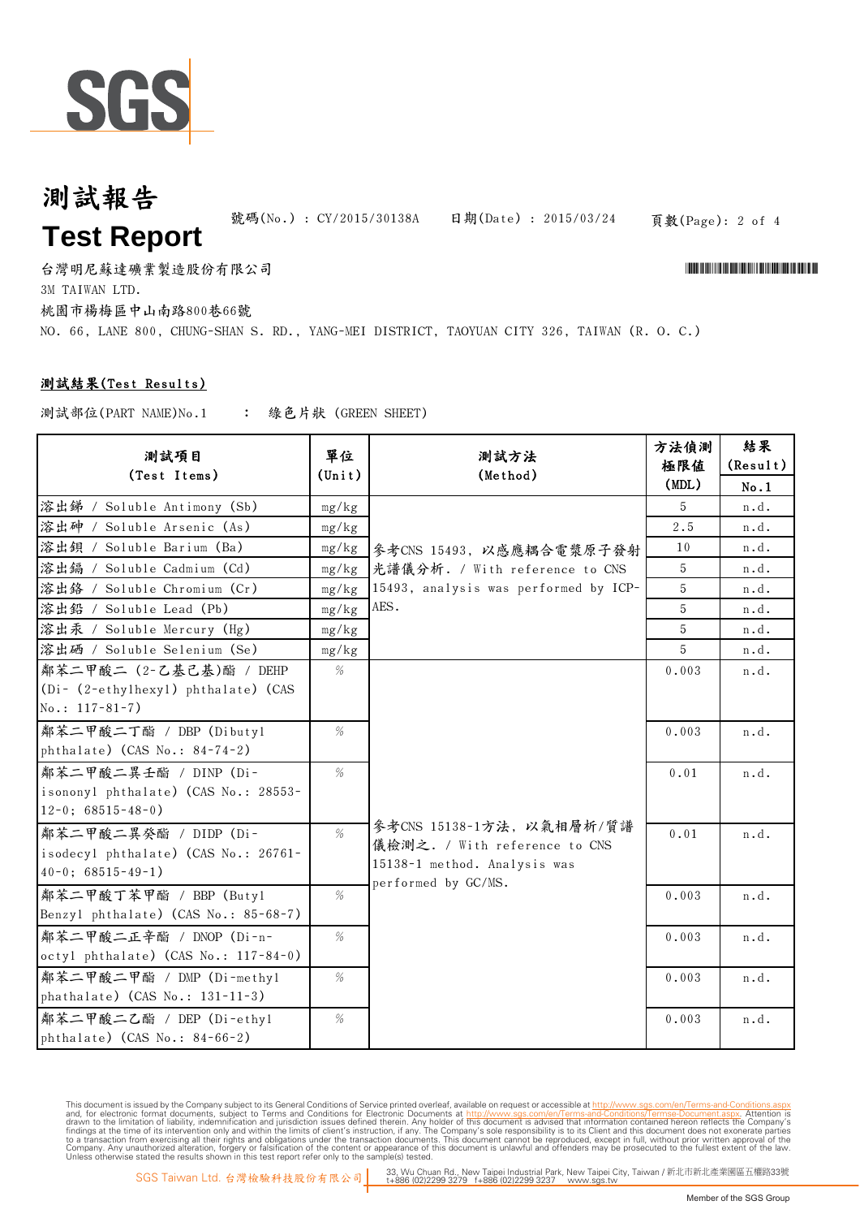# 測試報告
# Test Report

號碼(No.) : CY/2015/30138A　　日期(Date) : 2015/03/24

台灣明尼蘇達礦業製造股份有限公司
3M TAIWAN LTD.
桃園市楊梅區中山南路800巷66號
NO. 66, LANE 800, CHUNG-SHAN S. RD., YANG-MEI DISTRICT, TAOYUAN CITY 326, TAIWAN (R. O. C.)

## 測試結果(Test Results)

測試部位(PART NAME)No.1　：　綠色片狀 (GREEN SHEET)

| 測試項目 (Test Items) | 單位 (Unit) | 測試方法 (Method) | 方法偵測極限值 (MDL) | 結果 (Result) No.1 |
|---|---|---|---|---|
| 溶出銻 / Soluble Antimony (Sb) | mg/kg | 參考CNS 15493，以感應耦合電漿原子發射光譜儀分析. / With reference to CNS 15493, analysis was performed by ICP-AES. | 5 | n.d. |
| 溶出砷 / Soluble Arsenic (As) | mg/kg | | 2.5 | n.d. |
| 溶出鋇 / Soluble Barium (Ba) | mg/kg | | 10 | n.d. |
| 溶出鎘 / Soluble Cadmium (Cd) | mg/kg | | 5 | n.d. |
| 溶出鉻 / Soluble Chromium (Cr) | mg/kg | | 5 | n.d. |
| 溶出鉛 / Soluble Lead (Pb) | mg/kg | | 5 | n.d. |
| 溶出汞 / Soluble Mercury (Hg) | mg/kg | | 5 | n.d. |
| 溶出硒 / Soluble Selenium (Se) | mg/kg | | 5 | n.d. |
| 鄰苯二甲酸二 (2-乙基己基)酯 / DEHP (Di- (2-ethylhexyl) phthalate) (CAS No.: 117-81-7) | % | 參考CNS 15138-1方法，以氣相層析/質譜儀檢測之. / With reference to CNS 15138-1 method. Analysis was performed by GC/MS. | 0.003 | n.d. |
| 鄰苯二甲酸二丁酯 / DBP (Dibutyl phthalate) (CAS No.: 84-74-2) | % | | 0.003 | n.d. |
| 鄰苯二甲酸二異壬酯 / DINP (Di-isononyl phthalate) (CAS No.: 28553-12-0; 68515-48-0) | % | | 0.01 | n.d. |
| 鄰苯二甲酸二異癸酯 / DIDP (Di-isodecyl phthalate) (CAS No.: 26761-40-0; 68515-49-1) | % | | 0.01 | n.d. |
| 鄰苯二甲酸丁苯甲酯 / BBP (Butyl Benzyl phthalate) (CAS No.: 85-68-7) | % | | 0.003 | n.d. |
| 鄰苯二甲酸二正辛酯 / DNOP (Di-n-octyl phthalate) (CAS No.: 117-84-0) | % | | 0.003 | n.d. |
| 鄰苯二甲酸二甲酯 / DMP (Di-methyl phathalate) (CAS No.: 131-11-3) | % | | 0.003 | n.d. |
| 鄰苯二甲酸二乙酯 / DEP (Di-ethyl phthalate) (CAS No.: 84-66-2) | % | | 0.003 | n.d. |

This document is issued by the Company subject to its General Conditions of Service printed overleaf, available on request or accessible at http://www.sgs.com/en/Terms-and-Conditions.aspx and, for electronic format documents, subject to Terms and Conditions for Electronic Documents at http://www.sgs.com/en/Terms-and-Conditions/Terms-e-Document.aspx. Attention is drawn to the limitation of liability, indemnification and jurisdiction issues defined therein. Any holder of this document is advised that information contained hereon reflects the Company's findings at the time of its intervention only and within the limits of client's instruction, if any. The Company's sole responsibility is to its Client and this document does not exonerate parties to a transaction from exercising all their rights and obligations under the transaction documents. This document cannot be reproduced, except in full, without prior written approval of the Company. Any unauthorized alteration, forgery or falsification of the content or appearance of this document is unlawful and offenders may be prosecuted to the fullest extent of the law. Unless otherwise stated the results shown in this test report refer only to the sample(s) tested.

SGS Taiwan Ltd. 台灣檢驗科技股份有限公司　33, Wu Chuan Rd., New Taipei Industrial Park, New Taipei City, Taiwan / 新北市新北產業園區五權路33號 t+886 (02)2299 3279　f+886 (02)2299 3237　www.sgs.tw

Member of the SGS Group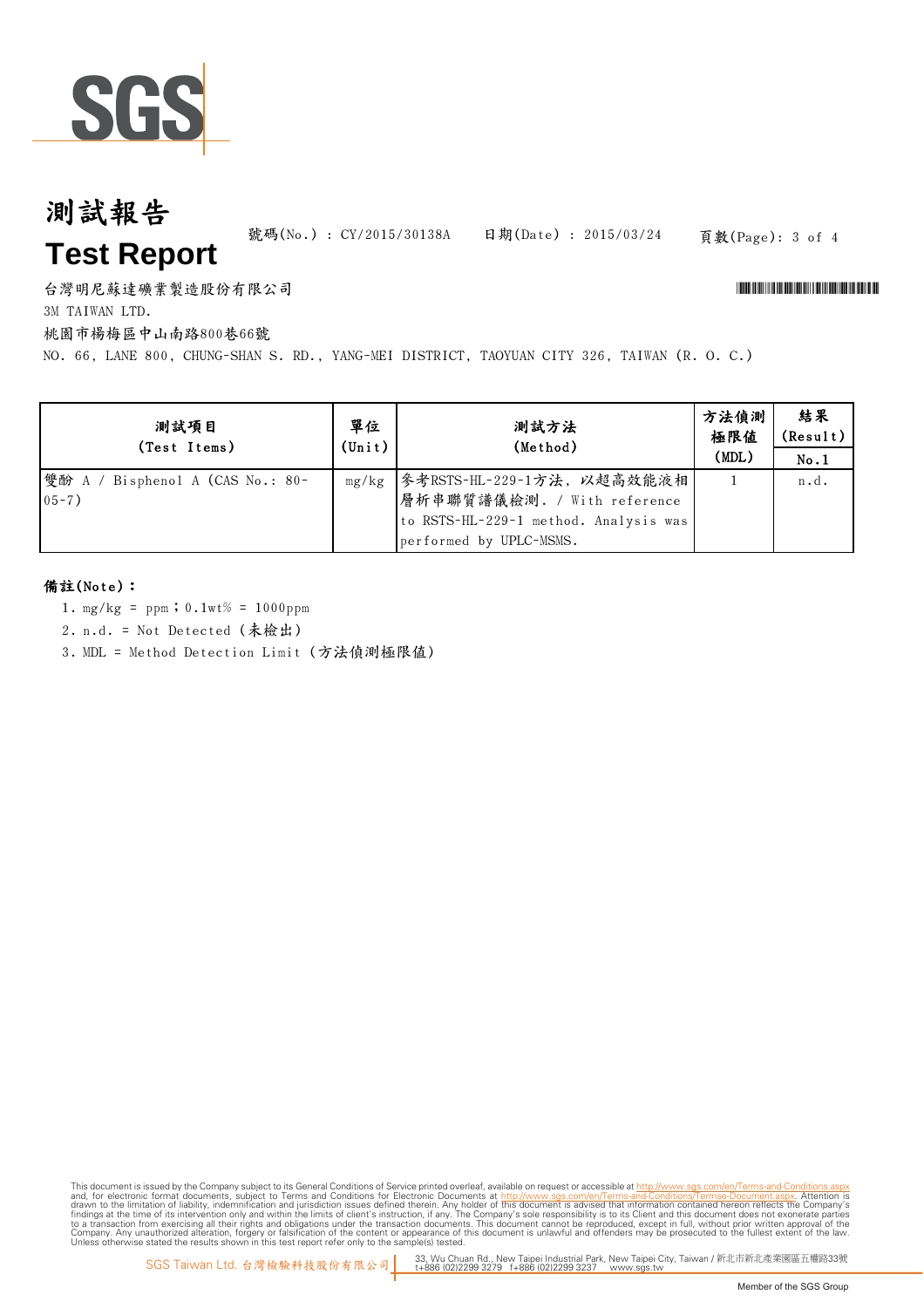# 測試報告
# Test Report

號碼(No.) : CY/2015/30138A　　日期(Date) : 2015/03/24

台灣明尼蘇達礦業製造股份有限公司
3M TAIWAN LTD.
桃園市楊梅區中山南路800巷66號
NO. 66, LANE 800, CHUNG-SHAN S. RD., YANG-MEI DISTRICT, TAOYUAN CITY 326, TAIWAN (R. O. C.)

| 測試項目 (Test Items) | 單位 (Unit) | 測試方法 (Method) | 方法偵測極限值 (MDL) | 結果 (Result) |
|---|---|---|---|---|
| | | | | No.1 |
| 雙酚 A / Bisphenol A (CAS No.: 80-05-7) | mg/kg | 參考RSTS-HL-229-1方法, 以超高效能液相層析串聯質譜儀檢測. / With reference to RSTS-HL-229-1 method. Analysis was performed by UPLC-MSMS. | 1 | n.d. |

**備註(Note)：**

1. mg/kg = ppm；0.1wt% = 1000ppm
2. n.d. = Not Detected (未檢出)
3. MDL = Method Detection Limit (方法偵測極限值)

This document is issued by the Company subject to its General Conditions of Service printed overleaf, available on request or accessible at http://www.sgs.com/en/Terms-and-Conditions.aspx and, for electronic format documents, subject to Terms and Conditions for Electronic Documents at http://www.sgs.com/en/Terms-and-Conditions/Termse-Document.aspx. Attention is drawn to the limitation of liability, indemnification and jurisdiction issues defined therein. Any holder of this document is advised that information contained hereon reflects the Company's findings at the time of its intervention only and within the limits of client's instruction, if any. The Company's sole responsibility is to its Client and this document does not exonerate parties to a transaction from exercising all their rights and obligations under the transaction documents. This document cannot be reproduced, except in full, without prior written approval of the Company. Any unauthorized alteration, forgery or falsification of the content or appearance of this document is unlawful and offenders may be prosecuted to the fullest extent of the law. Unless otherwise stated the results shown in this test report refer only to the sample(s) tested.

SGS Taiwan Ltd. 台灣檢驗科技股份有限公司　33, Wu Chuan Rd., New Taipei Industrial Park, New Taipei City, Taiwan / 新北市新北產業園區五權路33號 t+886 (02)2299 3279　f+886 (02)2299 3237　www.sgs.tw

Member of the SGS Group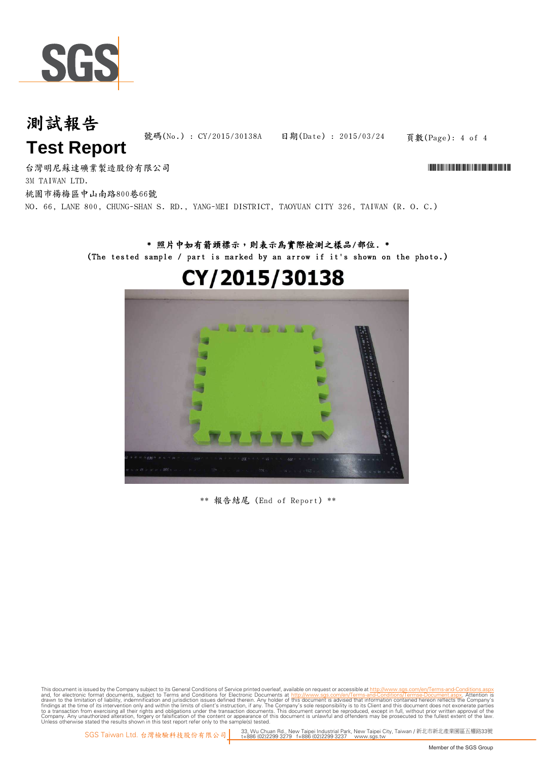# 測試報告

# Test Report

號碼(No.) : CY/2015/30138A　　日期(Date) : 2015/03/24

台灣明尼蘇達礦業製造股份有限公司
3M TAIWAN LTD.
桃園市楊梅區中山南路800巷66號
NO. 66, LANE 800, CHUNG-SHAN S. RD., YANG-MEI DISTRICT, TAOYUAN CITY 326, TAIWAN (R. O. C.)

**\* 照片中如有箭頭標示，則表示為實際檢測之樣品/部位. \***
**(The tested sample / part is marked by an arrow if it's shown on the photo.)**

**CY/2015/30138**

\*\* 報告結尾 (End of Report) \*\*

This document is issued by the Company subject to its General Conditions of Service printed overleaf, available on request or accessible at http://www.sgs.com/en/Terms-and-Conditions.aspx and, for electronic format documents, subject to Terms and Conditions for Electronic Documents at http://www.sgs.com/en/Terms-and-Conditions/Termse-Document.aspx. Attention is drawn to the limitation of liability, indemnification and jurisdiction issues defined therein. Any holder of this document is advised that information contained hereon reflects the Company's findings at the time of its intervention only and within the limits of client's instruction, if any. The Company's sole responsibility is to its Client and this document does not exonerate parties to a transaction from exercising all their rights and obligations under the transaction documents. This document cannot be reproduced, except in full, without prior written approval of the Company. Any unauthorized alteration, forgery or falsification of the content or appearance of this document is unlawful and offenders may be prosecuted to the fullest extent of the law. Unless otherwise stated the results shown in this test report refer only to the sample(s) tested.

SGS Taiwan Ltd. 台灣檢驗科技股份有限公司 | 33, Wu Chuan Rd., New Taipei Industrial Park, New Taipei City, Taiwan / 新北市新北產業園區五權路33號 t+886 (02)2299 3279 f+886 (02)2299 3237 www.sgs.tw

Member of the SGS Group